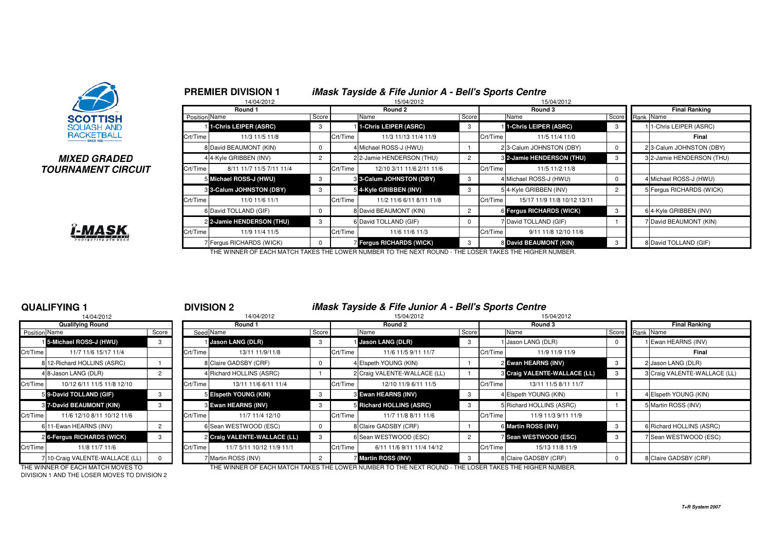**SCOTTISH SQUASH AND RACKETBALL**

***MIXED GRADED TOURNAMENT CIRCUIT***

## PREMIER DIVISION 1

### *iMask Tayside & Fife Junior A - Bell's Sports Centre*

| Position | Round 1 (14/04/2012) Name | Score | | Round 2 (15/04/2012) Name | Score | | Round 3 (15/04/2012) Name | Score | Rank | Final Ranking Name |
|---|---|---|---|---|---|---|---|---|---|---|
| 1 | **1-Chris LEIPER (ASRC)** | 3 | 1 | **1-Chris LEIPER (ASRC)** | 3 | 1 | **1-Chris LEIPER (ASRC)** | 3 | 1 | 1-Chris LEIPER (ASRC) |
| Crt/Time | 11/3 11/5 11/8 | | Crt/Time | 11/3 11/13 11/4 11/9 | | Crt/Time | 11/5 11/4 11/0 | | | **Final** |
| 8 | David BEAUMONT (KIN) | 0 | 4 | Michael ROSS-J (HWU) | 1 | 2 | 3-Calum JOHNSTON (DBY) | 0 | 2 | 3-Calum JOHNSTON (DBY) |
| 4 | 4-Kyle GRIBBEN (INV) | 2 | 2 | 2-Jamie HENDERSON (THU) | 2 | 3 | **2-Jamie HENDERSON (THU)** | 3 | 3 | 2-Jamie HENDERSON (THU) |
| Crt/Time | 8/11 11/7 11/5 7/11 11/4 | | Crt/Time | 12/10 3/11 11/6 2/11 11/6 | | Crt/Time | 11/5 11/2 11/8 | | | |
| 5 | **Michael ROSS-J (HWU)** | 3 | 3 | **3-Calum JOHNSTON (DBY)** | 3 | 4 | Michael ROSS-J (HWU) | 0 | 4 | Michael ROSS-J (HWU) |
| 3 | **3-Calum JOHNSTON (DBY)** | 3 | 5 | **4-Kyle GRIBBEN (INV)** | 3 | 5 | 4-Kyle GRIBBEN (INV) | 2 | 5 | Fergus RICHARDS (WICK) |
| Crt/Time | 11/0 11/6 11/1 | | Crt/Time | 11/2 11/6 6/11 8/11 11/8 | | Crt/Time | 15/17 11/9 11/8 10/12 13/11 | | | |
| 6 | David TOLLAND (GIF) | 0 | 8 | David BEAUMONT (KIN) | 2 | 6 | **Fergus RICHARDS (WICK)** | 3 | 6 | 4-Kyle GRIBBEN (INV) |
| 2 | **2-Jamie HENDERSON (THU)** | 3 | 6 | David TOLLAND (GIF) | 0 | 7 | David TOLLAND (GIF) | 1 | 7 | David BEAUMONT (KIN) |
| Crt/Time | 11/9 11/4 11/5 | | Crt/Time | 11/6 11/6 11/3 | | Crt/Time | 9/11 11/8 12/10 11/6 | | | |
| 7 | Fergus RICHARDS (WICK) | 0 | 7 | **Fergus RICHARDS (WICK)** | 3 | 8 | **David BEAUMONT (KIN)** | 3 | 8 | David TOLLAND (GIF) |

THE WINNER OF EACH MATCH TAKES THE LOWER NUMBER TO THE NEXT ROUND - THE LOSER TAKES THE HIGHER NUMBER.

## QUALIFYING 1

14/04/2012

| Position | Qualifying Round Name | Score |
|---|---|---|
| 1 | **5-Michael ROSS-J (HWU)** | 3 |
| Crt/Time | 11/7 11/6 15/17 11/4 | |
| 8 | 12-Richard HOLLINS (ASRC) | 1 |
| 4 | 8-Jason LANG (DLR) | 2 |
| Crt/Time | 10/12 6/11 11/5 11/8 12/10 | |
| 5 | **9-David TOLLAND (GIF)** | 3 |
| 3 | **7-David BEAUMONT (KIN)** | 3 |
| Crt/Time | 11/6 12/10 8/11 10/12 11/6 | |
| 6 | 11-Ewan HEARNS (INV) | 2 |
| 2 | **6-Fergus RICHARDS (WICK)** | 3 |
| Crt/Time | 11/8 11/7 11/6 | |
| 7 | 10-Craig VALENTE-WALLACE (LL) | 0 |

THE WINNER OF EACH MATCH MOVES TO DIVISION 1 AND THE LOSER MOVES TO DIVISION 2

## DIVISION 2

### *iMask Tayside & Fife Junior A - Bell's Sports Centre*

| Seed | Round 1 (14/04/2012) Name | Score | | Round 2 (15/04/2012) Name | Score | | Round 3 (15/04/2012) Name | Score | Rank | Final Ranking Name |
|---|---|---|---|---|---|---|---|---|---|---|
| 1 | **Jason LANG (DLR)** | 3 | 1 | **Jason LANG (DLR)** | 3 | 1 | Jason LANG (DLR) | 0 | 1 | Ewan HEARNS (INV) |
| Crt/Time | 13/11 11/9/11/8 | | Crt/Time | 11/6 11/5 9/11 11/7 | | Crt/Time | 11/9 11/9 11/9 | | | **Final** |
| 8 | Claire GADSBY (CRF) | 0 | 4 | Elspeth YOUNG (KIN) | 1 | 2 | **Ewan HEARNS (INV)** | 3 | 2 | Jason LANG (DLR) |
| 4 | Richard HOLLINS (ASRC) | 1 | 2 | Craig VALENTE-WALLACE (LL) | 1 | 3 | **Craig VALENTE-WALLACE (LL)** | 3 | 3 | Craig VALENTE-WALLACE (LL) |
| Crt/Time | 13/11 11/6 6/11 11/4 | | Crt/Time | 12/10 11/9 6/11 11/5 | | Crt/Time | 13/11 11/5 8/11 11/7 | | | |
| 5 | **Elspeth YOUNG (KIN)** | 3 | 3 | **Ewan HEARNS (INV)** | 3 | 4 | Elspeth YOUNG (KIN) | 1 | 4 | Elspeth YOUNG (KIN) |
| 3 | **Ewan HEARNS (INV)** | 3 | 5 | **Richard HOLLINS (ASRC)** | 3 | 5 | Richard HOLLINS (ASRC) | 1 | 5 | Martin ROSS (INV) |
| Crt/Time | 11/7 11/4 12/10 | | Crt/Time | 11/7 11/8 8/11 11/6 | | Crt/Time | 11/9 11/3 9/11 11/9 | | | |
| 6 | Sean WESTWOOD (ESC) | 0 | 8 | Claire GADSBY (CRF) | 1 | 6 | **Martin ROSS (INV)** | 3 | 6 | Richard HOLLINS (ASRC) |
| 2 | **Craig VALENTE-WALLACE (LL)** | 3 | 6 | Sean WESTWOOD (ESC) | 2 | 7 | **Sean WESTWOOD (ESC)** | 3 | 7 | Sean WESTWOOD (ESC) |
| Crt/Time | 11/7 5/11 10/12 11/9 11/1 | | Crt/Time | 6/11 11/6 9/11 11/4 14/12 | | Crt/Time | 15/13 11/8 11/9 | | | |
| 7 | Martin ROSS (INV) | 2 | 7 | **Martin ROSS (INV)** | 3 | 8 | Claire GADSBY (CRF) | 0 | 8 | Claire GADSBY (CRF) |

THE WINNER OF EACH MATCH TAKES THE LOWER NUMBER TO THE NEXT ROUND - THE LOSER TAKES THE HIGHER NUMBER.

*T+R System 2007*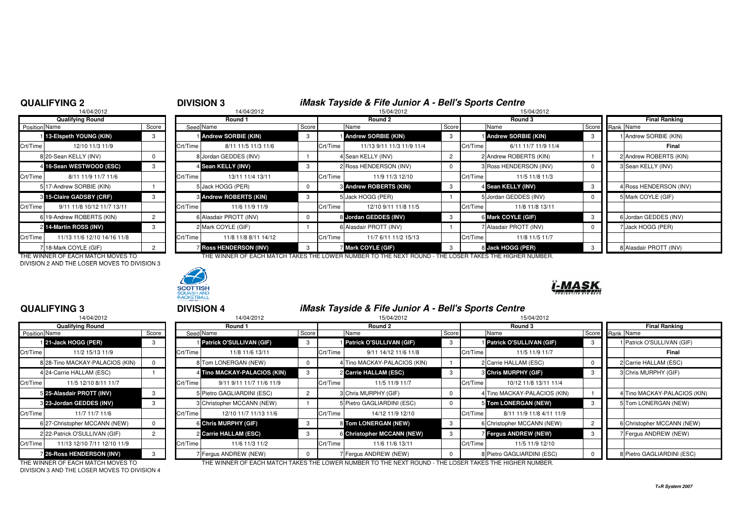## QUALIFYING 2

14/04/2012

| Position | Name | Score |
|---|---|---|
| | **Qualifying Round** | |
| 1 | **13-Elspeth YOUNG (KIN)** | 3 |
| Crt/Time | 12/10 11/3 11/9 | |
| 8 | 20-Sean KELLY (INV) | 0 |
| 4 | **16-Sean WESTWOOD (ESC)** | 3 |
| Crt/Time | 8/11 11/9 11/7 11/6 | |
| 5 | 17-Andrew SORBIE (KIN) | 1 |
| 3 | **15-Claire GADSBY (CRF)** | 3 |
| Crt/Time | 9/11 11/8 10/12 11/7 13/11 | |
| 6 | 19-Andrew ROBERTS (KIN) | 2 |
| 2 | **14-Martin ROSS (INV)** | 3 |
| Crt/Time | 11/13 11/6 12/10 14/16 11/8 | |
| 7 | 18-Mark COYLE (GIF) | 2 |

THE WINNER OF EACH MATCH MOVES TO DIVISION 2 AND THE LOSER MOVES TO DIVISION 3

## DIVISION 3

### *iMask Tayside & Fife Junior A - Bell's Sports Centre*

| Seed | Round 1 (14/04/2012) | Score | | Round 2 (15/04/2012) | Score | | Round 3 (15/04/2012) | Score | Rank | Final Ranking |
|---|---|---|---|---|---|---|---|---|---|---|
| 1 | **Andrew SORBIE (KIN)** | 3 | 1 | **Andrew SORBIE (KIN)** | 3 | 1 | **Andrew SORBIE (KIN)** | 3 | 1 | Andrew SORBIE (KIN) |
| Crt/Time | 8/11 11/5 11/3 11/6 | | Crt/Time | 11/13 9/11 11/3 11/9 11/4 | | Crt/Time | 6/11 11/7 11/9 11/4 | | | **Final** |
| 8 | Jordan GEDDES (INV) | 1 | 4 | Sean KELLY (INV) | 2 | 2 | Andrew ROBERTS (KIN) | 1 | 2 | Andrew ROBERTS (KIN) |
| 4 | **Sean KELLY (INV)** | 3 | 2 | Ross HENDERSON (INV) | 0 | 3 | Ross HENDERSON (INV) | 0 | 3 | Sean KELLY (INV) |
| Crt/Time | 13/11 11/4 13/11 | | Crt/Time | 11/9 11/3 12/10 | | Crt/Time | 11/5 11/8 11/3 | | | |
| 5 | Jack HOGG (PER) | 0 | 3 | **Andrew ROBERTS (KIN)** | 3 | 4 | **Sean KELLY (INV)** | 3 | 4 | Ross HENDERSON (INV) |
| 3 | **Andrew ROBERTS (KIN)** | 3 | 5 | Jack HOGG (PER) | 1 | 5 | Jordan GEDDES (INV) | 0 | 5 | Mark COYLE (GIF) |
| Crt/Time | 11/6 11/9 11/9 | | Crt/Time | 12/10 9/11 11/8 11/5 | | Crt/Time | 11/8 11/8 13/11 | | | |
| 6 | Alasdair PROTT (INV) | 0 | 8 | **Jordan GEDDES (INV)** | 3 | 6 | **Mark COYLE (GIF)** | 3 | 6 | Jordan GEDDES (INV) |
| 2 | Mark COYLE (GIF) | 1 | 6 | Alasdair PROTT (INV) | 1 | 7 | Alasdair PROTT (INV) | 0 | 7 | Jack HOGG (PER) |
| Crt/Time | 11/8 11/8 8/11 14/12 | | Crt/Time | 11/7 6/11 11/2 15/13 | | Crt/Time | 11/8 11/5 11/7 | | | |
| 7 | **Ross HENDERSON (INV)** | 3 | 7 | **Mark COYLE (GIF)** | 3 | 8 | **Jack HOGG (PER)** | 3 | 8 | Alasdair PROTT (INV) |

THE WINNER OF EACH MATCH TAKES THE LOWER NUMBER TO THE NEXT ROUND - THE LOSER TAKES THE HIGHER NUMBER.

## QUALIFYING 3

14/04/2012

| Position | Name | Score |
|---|---|---|
| | **Qualifying Round** | |
| 1 | **21-Jack HOGG (PER)** | 3 |
| Crt/Time | 11/2 15/13 11/9 | |
| 8 | 28-Tino MACKAY-PALACIOS (KIN) | 0 |
| 4 | 24-Carrie HALLAM (ESC) | 1 |
| Crt/Time | 11/5 12/10 8/11 11/7 | |
| 5 | **25-Alasdair PROTT (INV)** | 3 |
| 3 | **23-Jordan GEDDES (INV)** | 3 |
| Crt/Time | 11/7 11/7 11/6 | |
| 6 | 27-Christopher MCCANN (NEW) | 0 |
| 2 | 22-Patrick O'SULLIVAN (GIF) | 2 |
| Crt/Time | 11/13 12/10 7/11 12/10 11/9 | |
| 7 | **26-Ross HENDERSON (INV)** | 3 |

THE WINNER OF EACH MATCH MOVES TO DIVISION 3 AND THE LOSER MOVES TO DIVISION 4

## DIVISION 4

### *iMask Tayside & Fife Junior A - Bell's Sports Centre*

| Seed | Round 1 (14/04/2012) | Score | | Round 2 (15/04/2012) | Score | | Round 3 (15/04/2012) | Score | Rank | Final Ranking |
|---|---|---|---|---|---|---|---|---|---|---|
| 1 | **Patrick O'SULLIVAN (GIF)** | 3 | 1 | **Patrick O'SULLIVAN (GIF)** | 3 | 1 | **Patrick O'SULLIVAN (GIF)** | 3 | 1 | Patrick O'SULLIVAN (GIF) |
| Crt/Time | 11/8 11/6 13/11 | | Crt/Time | 9/11 14/12 11/6 11/8 | | Crt/Time | 11/5 11/9 11/7 | | | **Final** |
| 8 | Tom LONERGAN (NEW) | 0 | 4 | Tino MACKAY-PALACIOS (KIN) | 1 | 2 | Carrie HALLAM (ESC) | 0 | 2 | Carrie HALLAM (ESC) |
| 4 | **Tino MACKAY-PALACIOS (KIN)** | 3 | 2 | **Carrie HALLAM (ESC)** | 3 | 3 | **Chris MURPHY (GIF)** | 3 | 3 | Chris MURPHY (GIF) |
| Crt/Time | 9/11 9/11 11/7 11/6 11/9 | | Crt/Time | 11/5 11/9 11/7 | | Crt/Time | 10/12 11/8 13/11 11/4 | | | |
| 5 | Pietro GAGLIARDINI (ESC) | 2 | 3 | Chris MURPHY (GIF) | 0 | 4 | Tino MACKAY-PALACIOS (KIN) | 1 | 4 | Tino MACKAY-PALACIOS (KIN) |
| 3 | Christopher MCCANN (NEW) | 1 | 5 | Pietro GAGLIARDINI (ESC) | 0 | 5 | **Tom LONERGAN (NEW)** | 3 | 5 | Tom LONERGAN (NEW) |
| Crt/Time | 12/10 11/7 11/13 11/6 | | Crt/Time | 14/12 11/9 12/10 | | Crt/Time | 8/11 11/9 11/8 4/11 11/9 | | | |
| 6 | **Chris MURPHY (GIF)** | 3 | 8 | **Tom LONERGAN (NEW)** | 3 | 6 | Christopher MCCANN (NEW) | 2 | 6 | Christopher MCCANN (NEW) |
| 2 | **Carrie HALLAM (ESC)** | 3 | 6 | **Christopher MCCANN (NEW)** | 3 | 7 | **Fergus ANDREW (NEW)** | 3 | 7 | Fergus ANDREW (NEW) |
| Crt/Time | 11/6 11/3 11/2 | | Crt/Time | 11/6 11/6 13/11 | | Crt/Time | 11/5 11/9 12/10 | | | |
| 7 | Fergus ANDREW (NEW) | 0 | 7 | Fergus ANDREW (NEW) | 0 | 8 | Pietro GAGLIARDINI (ESC) | 0 | 8 | Pietro GAGLIARDINI (ESC) |

THE WINNER OF EACH MATCH TAKES THE LOWER NUMBER TO THE NEXT ROUND - THE LOSER TAKES THE HIGHER NUMBER.

*T+R System 2007*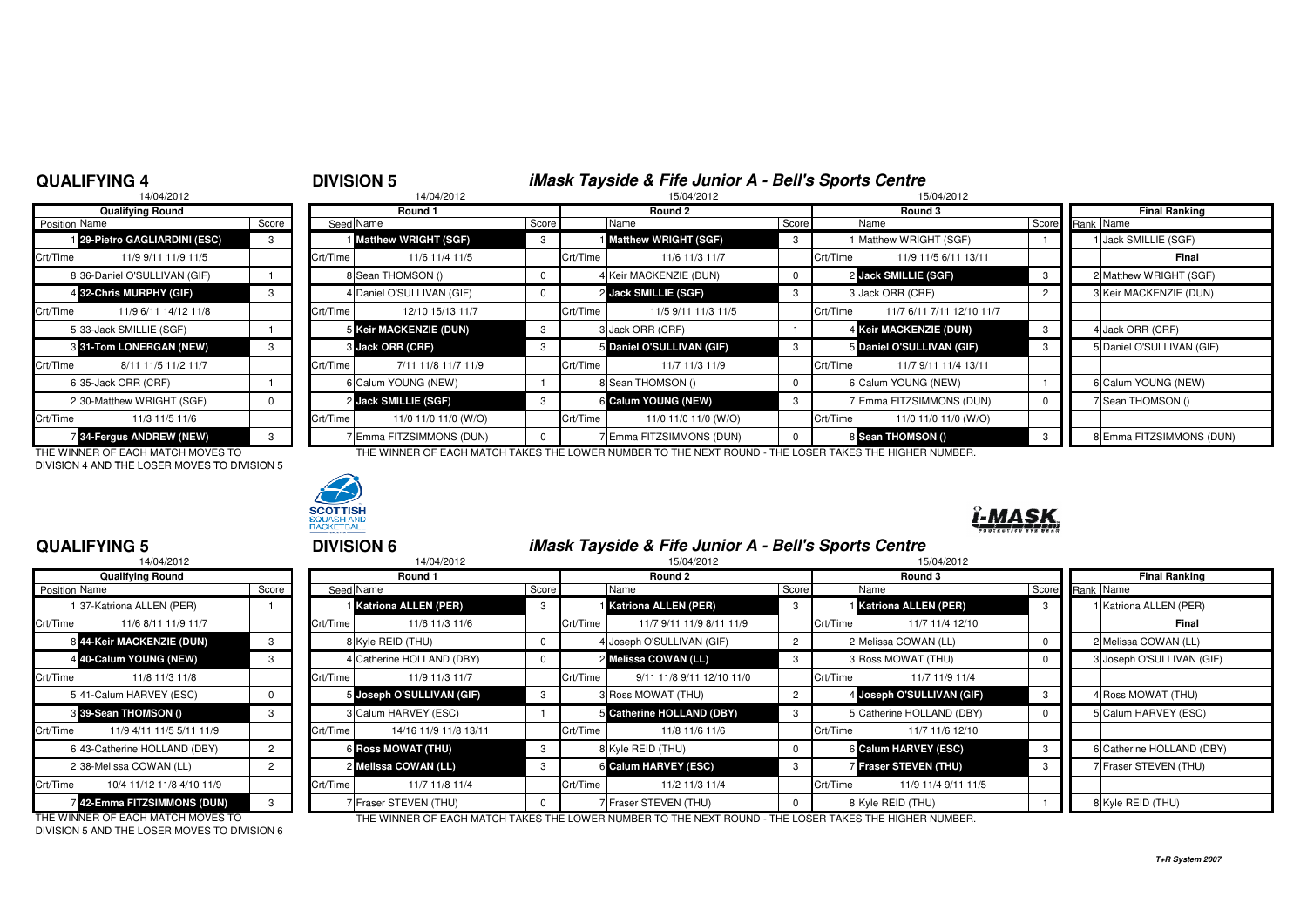## QUALIFYING 4

14/04/2012

| Position | Name | Score |
|---|---|---|
| 1 | **29-Pietro GAGLIARDINI (ESC)** | 3 |
| Crt/Time | 11/9 9/11 11/9 11/5 | |
| 8 | 36-Daniel O'SULLIVAN (GIF) | 1 |
| 4 | **32-Chris MURPHY (GIF)** | 3 |
| Crt/Time | 11/9 6/11 14/12 11/8 | |
| 5 | 33-Jack SMILLIE (SGF) | 1 |
| 3 | **31-Tom LONERGAN (NEW)** | 3 |
| Crt/Time | 8/11 11/5 11/2 11/7 | |
| 6 | 35-Jack ORR (CRF) | 1 |
| 2 | 30-Matthew WRIGHT (SGF) | 0 |
| Crt/Time | 11/3 11/5 11/6 | |
| 7 | **34-Fergus ANDREW (NEW)** | 3 |

THE WINNER OF EACH MATCH MOVES TO DIVISION 4 AND THE LOSER MOVES TO DIVISION 5

## DIVISION 5

### iMask Tayside & Fife Junior A - Bell's Sports Centre

| Seed | Round 1 (14/04/2012) | Score | | Round 2 (15/04/2012) | Score | | Round 3 (15/04/2012) | Score | Rank | Final Ranking |
|---|---|---|---|---|---|---|---|---|---|---|
| 1 | **Matthew WRIGHT (SGF)** | 3 | 1 | **Matthew WRIGHT (SGF)** | 3 | 1 | Matthew WRIGHT (SGF) | 1 | 1 | Jack SMILLIE (SGF) |
| Crt/Time | 11/6 11/4 11/5 | | Crt/Time | 11/6 11/3 11/7 | | Crt/Time | 11/9 11/5 6/11 13/11 | | | Final |
| 8 | Sean THOMSON () | 0 | 4 | Keir MACKENZIE (DUN) | 0 | 2 | **Jack SMILLIE (SGF)** | 3 | 2 | Matthew WRIGHT (SGF) |
| 4 | Daniel O'SULLIVAN (GIF) | 0 | 2 | **Jack SMILLIE (SGF)** | 3 | 3 | Jack ORR (CRF) | 2 | 3 | Keir MACKENZIE (DUN) |
| Crt/Time | 12/10 15/13 11/7 | | Crt/Time | 11/5 9/11 11/3 11/5 | | Crt/Time | 11/7 6/11 7/11 12/10 11/7 | | | |
| 5 | **Keir MACKENZIE (DUN)** | 3 | 3 | Jack ORR (CRF) | 1 | 4 | **Keir MACKENZIE (DUN)** | 3 | 4 | Jack ORR (CRF) |
| 3 | **Jack ORR (CRF)** | 3 | 5 | **Daniel O'SULLIVAN (GIF)** | 3 | 5 | **Daniel O'SULLIVAN (GIF)** | 3 | 5 | Daniel O'SULLIVAN (GIF) |
| Crt/Time | 7/11 11/8 11/7 11/9 | | Crt/Time | 11/7 11/3 11/9 | | Crt/Time | 11/7 9/11 11/4 13/11 | | | |
| 6 | Calum YOUNG (NEW) | 1 | 8 | Sean THOMSON () | 0 | 6 | Calum YOUNG (NEW) | 1 | 6 | Calum YOUNG (NEW) |
| 2 | **Jack SMILLIE (SGF)** | 3 | 6 | **Calum YOUNG (NEW)** | 3 | 7 | Emma FITZSIMMONS (DUN) | 0 | 7 | Sean THOMSON () |
| Crt/Time | 11/0 11/0 11/0 (W/O) | | Crt/Time | 11/0 11/0 11/0 (W/O) | | Crt/Time | 11/0 11/0 11/0 (W/O) | | | |
| 7 | Emma FITZSIMMONS (DUN) | 0 | 7 | Emma FITZSIMMONS (DUN) | 0 | 8 | **Sean THOMSON ()** | 3 | 8 | Emma FITZSIMMONS (DUN) |

THE WINNER OF EACH MATCH TAKES THE LOWER NUMBER TO THE NEXT ROUND - THE LOSER TAKES THE HIGHER NUMBER.

## QUALIFYING 5

14/04/2012

| Position | Name | Score |
|---|---|---|
| 1 | 37-Katriona ALLEN (PER) | 1 |
| Crt/Time | 11/6 8/11 11/9 11/7 | |
| 8 | **44-Keir MACKENZIE (DUN)** | 3 |
| 4 | **40-Calum YOUNG (NEW)** | 3 |
| Crt/Time | 11/8 11/3 11/8 | |
| 5 | 41-Calum HARVEY (ESC) | 0 |
| 3 | **39-Sean THOMSON ()** | 3 |
| Crt/Time | 11/9 4/11 11/5 5/11 11/9 | |
| 6 | 43-Catherine HOLLAND (DBY) | 2 |
| 2 | 38-Melissa COWAN (LL) | 2 |
| Crt/Time | 10/4 11/12 11/8 4/10 11/9 | |
| 7 | **42-Emma FITZSIMMONS (DUN)** | 3 |

THE WINNER OF EACH MATCH MOVES TO DIVISION 5 AND THE LOSER MOVES TO DIVISION 6

## DIVISION 6

### iMask Tayside & Fife Junior A - Bell's Sports Centre

| Seed | Round 1 (14/04/2012) | Score | | Round 2 (15/04/2012) | Score | | Round 3 (15/04/2012) | Score | Rank | Final Ranking |
|---|---|---|---|---|---|---|---|---|---|---|
| 1 | **Katriona ALLEN (PER)** | 3 | 1 | **Katriona ALLEN (PER)** | 3 | 1 | **Katriona ALLEN (PER)** | 3 | 1 | Katriona ALLEN (PER) |
| Crt/Time | 11/6 11/3 11/6 | | Crt/Time | 11/7 9/11 11/9 8/11 11/9 | | Crt/Time | 11/7 11/4 12/10 | | | Final |
| 8 | Kyle REID (THU) | 0 | 4 | Joseph O'SULLIVAN (GIF) | 2 | 2 | Melissa COWAN (LL) | 0 | 2 | Melissa COWAN (LL) |
| 4 | Catherine HOLLAND (DBY) | 0 | 2 | **Melissa COWAN (LL)** | 3 | 3 | Ross MOWAT (THU) | 0 | 3 | Joseph O'SULLIVAN (GIF) |
| Crt/Time | 11/9 11/3 11/7 | | Crt/Time | 9/11 11/8 9/11 12/10 11/0 | | Crt/Time | 11/7 11/9 11/4 | | | |
| 5 | **Joseph O'SULLIVAN (GIF)** | 3 | 3 | Ross MOWAT (THU) | 2 | 4 | **Joseph O'SULLIVAN (GIF)** | 3 | 4 | Ross MOWAT (THU) |
| 3 | Calum HARVEY (ESC) | 1 | 5 | **Catherine HOLLAND (DBY)** | 3 | 5 | Catherine HOLLAND (DBY) | 0 | 5 | Calum HARVEY (ESC) |
| Crt/Time | 14/16 11/9 11/8 13/11 | | Crt/Time | 11/8 11/6 11/6 | | Crt/Time | 11/7 11/6 12/10 | | | |
| 6 | **Ross MOWAT (THU)** | 3 | 8 | Kyle REID (THU) | 0 | 6 | **Calum HARVEY (ESC)** | 3 | 6 | Catherine HOLLAND (DBY) |
| 2 | **Melissa COWAN (LL)** | 3 | 6 | **Calum HARVEY (ESC)** | 3 | 7 | **Fraser STEVEN (THU)** | 3 | 7 | Fraser STEVEN (THU) |
| Crt/Time | 11/7 11/8 11/4 | | Crt/Time | 11/2 11/3 11/4 | | Crt/Time | 11/9 11/4 9/11 11/5 | | | |
| 7 | Fraser STEVEN (THU) | 0 | 7 | Fraser STEVEN (THU) | 0 | 8 | Kyle REID (THU) | 1 | 8 | Kyle REID (THU) |

THE WINNER OF EACH MATCH TAKES THE LOWER NUMBER TO THE NEXT ROUND - THE LOSER TAKES THE HIGHER NUMBER.

T+R System 2007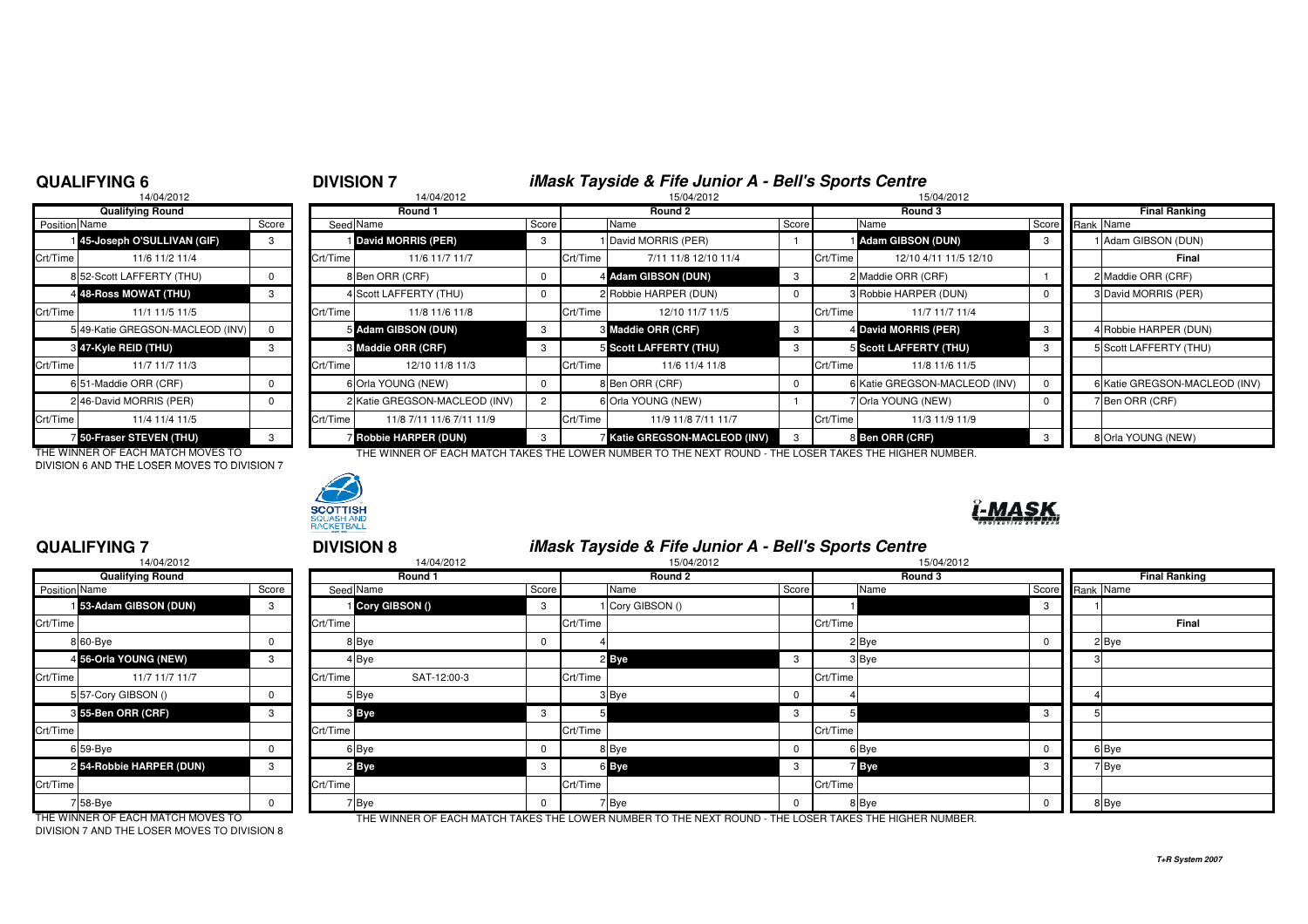## QUALIFYING 6

14/04/2012

| Qualifying Round | | |
|---|---|---|
| Position | Name | Score |
| 1 | 45-Joseph O'SULLIVAN (GIF) | 3 |
| Crt/Time | 11/6 11/2 11/4 | |
| 8 | 52-Scott LAFFERTY (THU) | 0 |
| 4 | 48-Ross MOWAT (THU) | 3 |
| Crt/Time | 11/1 11/5 11/5 | |
| 5 | 49-Katie GREGSON-MACLEOD (INV) | 0 |
| 3 | 47-Kyle REID (THU) | 3 |
| Crt/Time | 11/7 11/7 11/3 | |
| 6 | 51-Maddie ORR (CRF) | 0 |
| 2 | 46-David MORRIS (PER) | 0 |
| Crt/Time | 11/4 11/4 11/5 | |
| 7 | 50-Fraser STEVEN (THU) | 3 |

THE WINNER OF EACH MATCH MOVES TO DIVISION 6 AND THE LOSER MOVES TO DIVISION 7

## DIVISION 7

### *iMask Tayside & Fife Junior A - Bell's Sports Centre*

| Round 1 (14/04/2012) | | | Round 2 (15/04/2012) | | | Round 3 (15/04/2012) | | | Final Ranking | |
|---|---|---|---|---|---|---|---|---|---|---|
| Seed | Name | Score | | Name | Score | | Name | Score | Rank | Name |
| 1 | David MORRIS (PER) | 3 | 1 | David MORRIS (PER) | 1 | 1 | Adam GIBSON (DUN) | 3 | 1 | Adam GIBSON (DUN) |
| Crt/Time | 11/6 11/7 11/7 | | Crt/Time | 7/11 11/8 12/10 11/4 | | Crt/Time | 12/10 4/11 11/5 12/10 | | | Final |
| 8 | Ben ORR (CRF) | 0 | 4 | Adam GIBSON (DUN) | 3 | 2 | Maddie ORR (CRF) | 1 | 2 | Maddie ORR (CRF) |
| 4 | Scott LAFFERTY (THU) | 0 | 2 | Robbie HARPER (DUN) | 0 | 3 | Robbie HARPER (DUN) | 0 | 3 | David MORRIS (PER) |
| Crt/Time | 11/8 11/6 11/8 | | Crt/Time | 12/10 11/7 11/5 | | Crt/Time | 11/7 11/7 11/4 | | | |
| 5 | Adam GIBSON (DUN) | 3 | 3 | Maddie ORR (CRF) | 3 | 4 | David MORRIS (PER) | 3 | 4 | Robbie HARPER (DUN) |
| 3 | Maddie ORR (CRF) | 3 | 5 | Scott LAFFERTY (THU) | 3 | 5 | Scott LAFFERTY (THU) | 3 | 5 | Scott LAFFERTY (THU) |
| Crt/Time | 12/10 11/8 11/3 | | Crt/Time | 11/6 11/4 11/8 | | Crt/Time | 11/8 11/6 11/5 | | | |
| 6 | Orla YOUNG (NEW) | 0 | 8 | Ben ORR (CRF) | 0 | 6 | Katie GREGSON-MACLEOD (INV) | 0 | 6 | Katie GREGSON-MACLEOD (INV) |
| 2 | Katie GREGSON-MACLEOD (INV) | 2 | 6 | Orla YOUNG (NEW) | 1 | 7 | Orla YOUNG (NEW) | 0 | 7 | Ben ORR (CRF) |
| Crt/Time | 11/8 7/11 11/6 7/11 11/9 | | Crt/Time | 11/9 11/8 7/11 11/7 | | Crt/Time | 11/3 11/9 11/9 | | | |
| 7 | Robbie HARPER (DUN) | 3 | 7 | Katie GREGSON-MACLEOD (INV) | 3 | 8 | Ben ORR (CRF) | 3 | 8 | Orla YOUNG (NEW) |

THE WINNER OF EACH MATCH TAKES THE LOWER NUMBER TO THE NEXT ROUND - THE LOSER TAKES THE HIGHER NUMBER.

## QUALIFYING 7

14/04/2012

| Qualifying Round | | |
|---|---|---|
| Position | Name | Score |
| 1 | 53-Adam GIBSON (DUN) | 3 |
| Crt/Time | | |
| 8 | 60-Bye | 0 |
| 4 | 56-Orla YOUNG (NEW) | 3 |
| Crt/Time | 11/7 11/7 11/7 | |
| 5 | 57-Cory GIBSON () | 0 |
| 3 | 55-Ben ORR (CRF) | 3 |
| Crt/Time | | |
| 6 | 59-Bye | 0 |
| 2 | 54-Robbie HARPER (DUN) | 3 |
| Crt/Time | | |
| 7 | 58-Bye | 0 |

THE WINNER OF EACH MATCH MOVES TO DIVISION 7 AND THE LOSER MOVES TO DIVISION 8

## DIVISION 8

### *iMask Tayside & Fife Junior A - Bell's Sports Centre*

| Round 1 (14/04/2012) | | | Round 2 (15/04/2012) | | | Round 3 (15/04/2012) | | | Final Ranking | |
|---|---|---|---|---|---|---|---|---|---|---|
| Seed | Name | Score | | Name | Score | | Name | Score | Rank | Name |
| 1 | Cory GIBSON () | 3 | 1 | Cory GIBSON () | | 1 | | 3 | 1 | |
| Crt/Time | | | Crt/Time | | | Crt/Time | | | | Final |
| 8 | Bye | 0 | 4 | | | 2 | Bye | 0 | 2 | Bye |
| 4 | Bye | | 2 | Bye | 3 | 3 | Bye | | 3 | |
| Crt/Time | SAT-12:00-3 | | Crt/Time | | | Crt/Time | | | | |
| 5 | Bye | | 3 | Bye | 0 | 4 | | | 4 | |
| 3 | Bye | 3 | 5 | | 3 | 5 | | 3 | 5 | |
| Crt/Time | | | Crt/Time | | | Crt/Time | | | | |
| 6 | Bye | 0 | 8 | Bye | 0 | 6 | Bye | 0 | 6 | Bye |
| 2 | Bye | 3 | 6 | Bye | 3 | 7 | Bye | 3 | 7 | Bye |
| Crt/Time | | | Crt/Time | | | Crt/Time | | | | |
| 7 | Bye | 0 | 7 | Bye | 0 | 8 | Bye | 0 | 8 | Bye |

THE WINNER OF EACH MATCH TAKES THE LOWER NUMBER TO THE NEXT ROUND - THE LOSER TAKES THE HIGHER NUMBER.

T+R System 2007